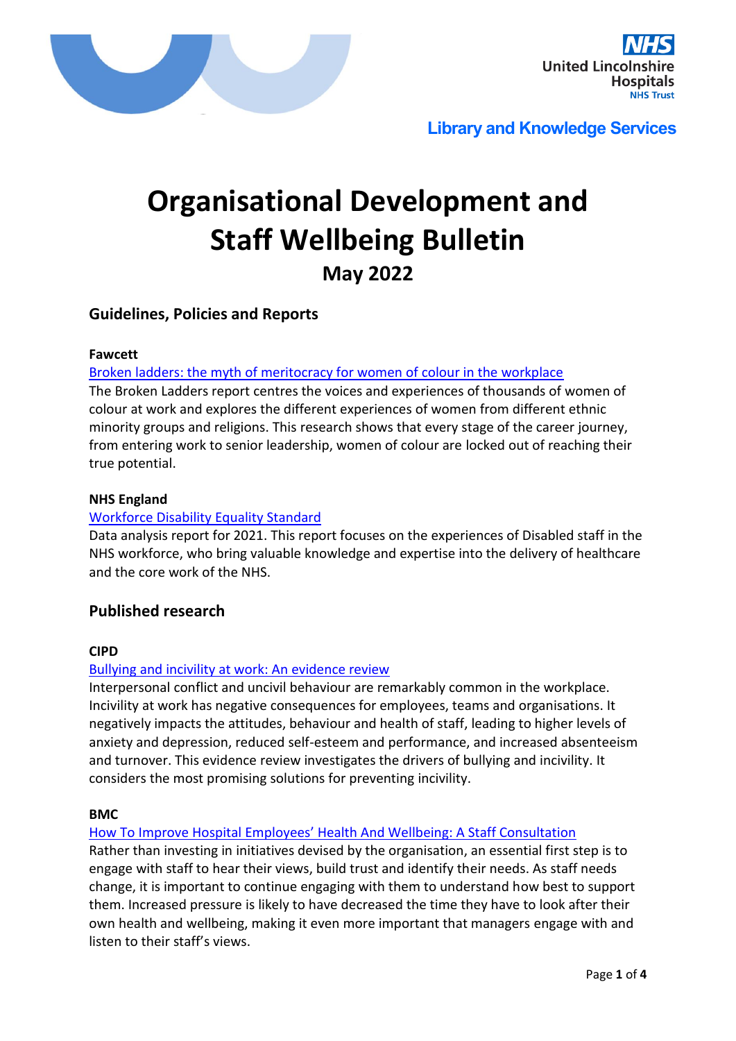United Lincolnshire Hospitals NHS Trust

**Library and Knowledge Services**

# Organisational Development and Staff Wellbeing Bulletin

**May 2022**

## Guidelines, Policies and Reports

**Fawcett**

Broken ladders: the myth of meritocracy for women of colour in the workplace

The Broken Ladders report centres the voices and experiences of thousands of women of colour at work and explores the different experiences of women from different ethnic minority groups and religions. This research shows that every stage of the career journey, from entering work to senior leadership, women of colour are locked out of reaching their true potential.

**NHS England**

Workforce Disability Equality Standard

Data analysis report for 2021. This report focuses on the experiences of Disabled staff in the NHS workforce, who bring valuable knowledge and expertise into the delivery of healthcare and the core work of the NHS.

## Published research

**CIPD**

Bullying and incivility at work: An evidence review

Interpersonal conflict and uncivil behaviour are remarkably common in the workplace. Incivility at work has negative consequences for employees, teams and organisations. It negatively impacts the attitudes, behaviour and health of staff, leading to higher levels of anxiety and depression, reduced self-esteem and performance, and increased absenteeism and turnover. This evidence review investigates the drivers of bullying and incivility. It considers the most promising solutions for preventing incivility.

**BMC**

How To Improve Hospital Employees' Health And Wellbeing: A Staff Consultation

Rather than investing in initiatives devised by the organisation, an essential first step is to engage with staff to hear their views, build trust and identify their needs. As staff needs change, it is important to continue engaging with them to understand how best to support them. Increased pressure is likely to have decreased the time they have to look after their own health and wellbeing, making it even more important that managers engage with and listen to their staff's views.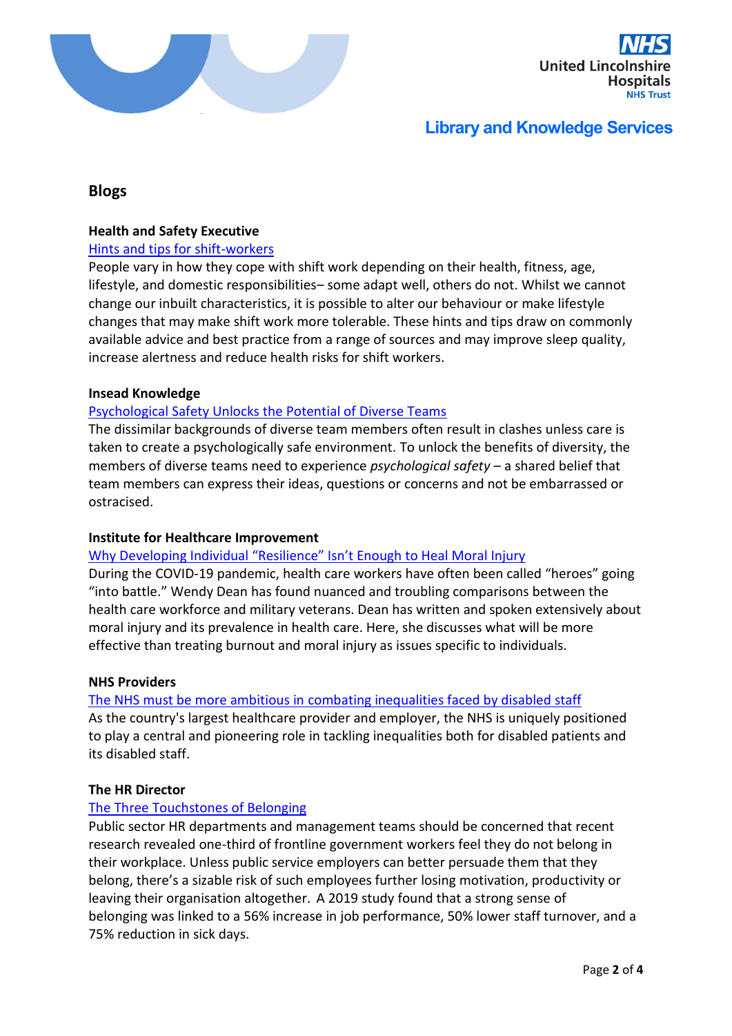## Blogs

**Health and Safety Executive**

Hints and tips for shift-workers

People vary in how they cope with shift work depending on their health, fitness, age, lifestyle, and domestic responsibilities– some adapt well, others do not. Whilst we cannot change our inbuilt characteristics, it is possible to alter our behaviour or make lifestyle changes that may make shift work more tolerable. These hints and tips draw on commonly available advice and best practice from a range of sources and may improve sleep quality, increase alertness and reduce health risks for shift workers.

**Insead Knowledge**

Psychological Safety Unlocks the Potential of Diverse Teams

The dissimilar backgrounds of diverse team members often result in clashes unless care is taken to create a psychologically safe environment. To unlock the benefits of diversity, the members of diverse teams need to experience *psychological safety* – a shared belief that team members can express their ideas, questions or concerns and not be embarrassed or ostracised.

**Institute for Healthcare Improvement**

Why Developing Individual "Resilience" Isn't Enough to Heal Moral Injury

During the COVID-19 pandemic, health care workers have often been called "heroes" going "into battle." Wendy Dean has found nuanced and troubling comparisons between the health care workforce and military veterans. Dean has written and spoken extensively about moral injury and its prevalence in health care. Here, she discusses what will be more effective than treating burnout and moral injury as issues specific to individuals.

**NHS Providers**

The NHS must be more ambitious in combating inequalities faced by disabled staff

As the country's largest healthcare provider and employer, the NHS is uniquely positioned to play a central and pioneering role in tackling inequalities both for disabled patients and its disabled staff.

**The HR Director**

The Three Touchstones of Belonging

Public sector HR departments and management teams should be concerned that recent research revealed one-third of frontline government workers feel they do not belong in their workplace. Unless public service employers can better persuade them that they belong, there's a sizable risk of such employees further losing motivation, productivity or leaving their organisation altogether. A 2019 study found that a strong sense of belonging was linked to a 56% increase in job performance, 50% lower staff turnover, and a 75% reduction in sick days.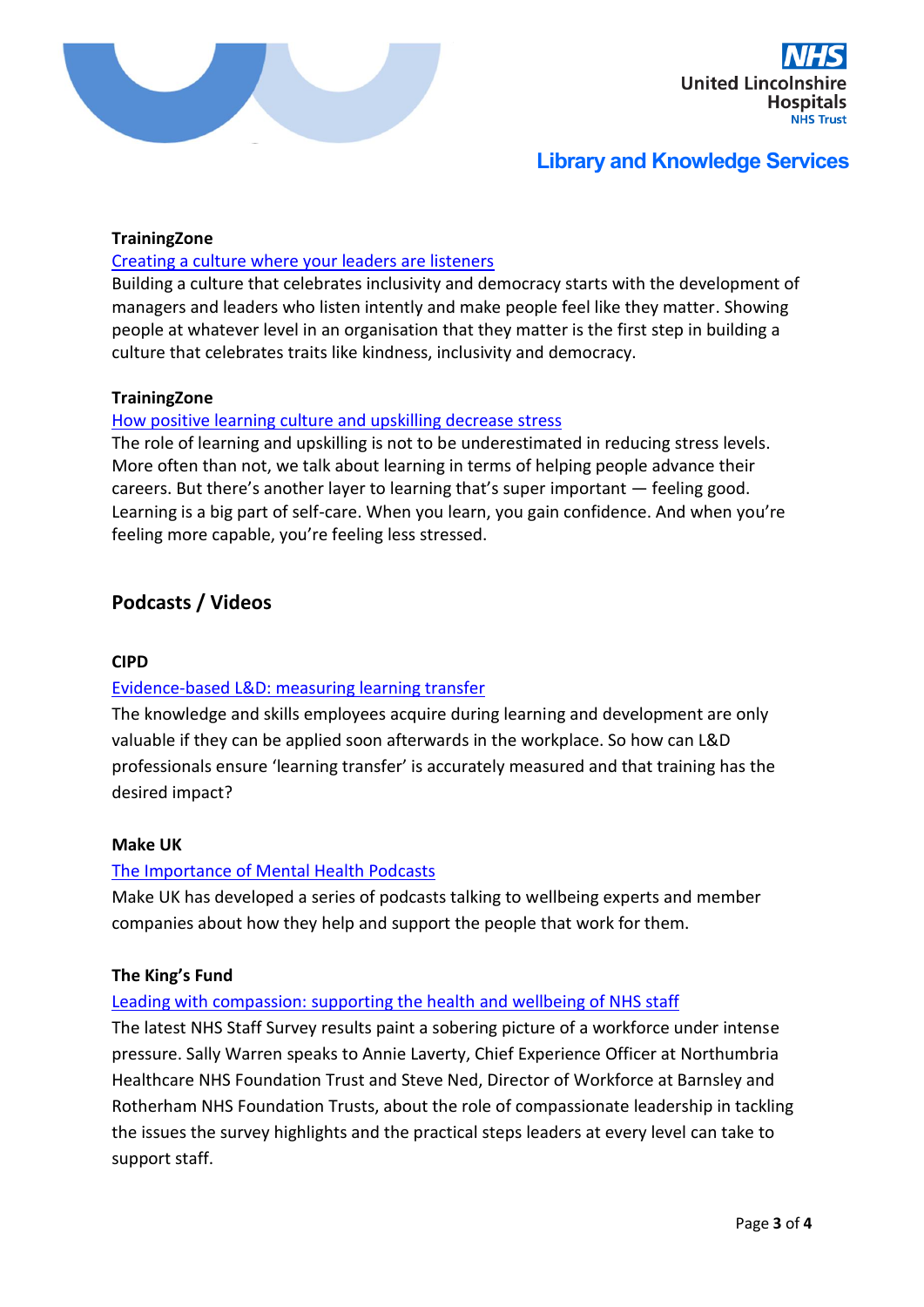**TrainingZone**

[Creating a culture where your leaders are listeners]

Building a culture that celebrates inclusivity and democracy starts with the development of managers and leaders who listen intently and make people feel like they matter. Showing people at whatever level in an organisation that they matter is the first step in building a culture that celebrates traits like kindness, inclusivity and democracy.

**TrainingZone**

[How positive learning culture and upskilling decrease stress]

The role of learning and upskilling is not to be underestimated in reducing stress levels. More often than not, we talk about learning in terms of helping people advance their careers. But there's another layer to learning that's super important — feeling good. Learning is a big part of self-care. When you learn, you gain confidence. And when you're feeling more capable, you're feeling less stressed.

## Podcasts / Videos

**CIPD**

[Evidence-based L&D: measuring learning transfer]

The knowledge and skills employees acquire during learning and development are only valuable if they can be applied soon afterwards in the workplace. So how can L&D professionals ensure 'learning transfer' is accurately measured and that training has the desired impact?

**Make UK**

[The Importance of Mental Health Podcasts]

Make UK has developed a series of podcasts talking to wellbeing experts and member companies about how they help and support the people that work for them.

**The King's Fund**

[Leading with compassion: supporting the health and wellbeing of NHS staff]

The latest NHS Staff Survey results paint a sobering picture of a workforce under intense pressure. Sally Warren speaks to Annie Laverty, Chief Experience Officer at Northumbria Healthcare NHS Foundation Trust and Steve Ned, Director of Workforce at Barnsley and Rotherham NHS Foundation Trusts, about the role of compassionate leadership in tackling the issues the survey highlights and the practical steps leaders at every level can take to support staff.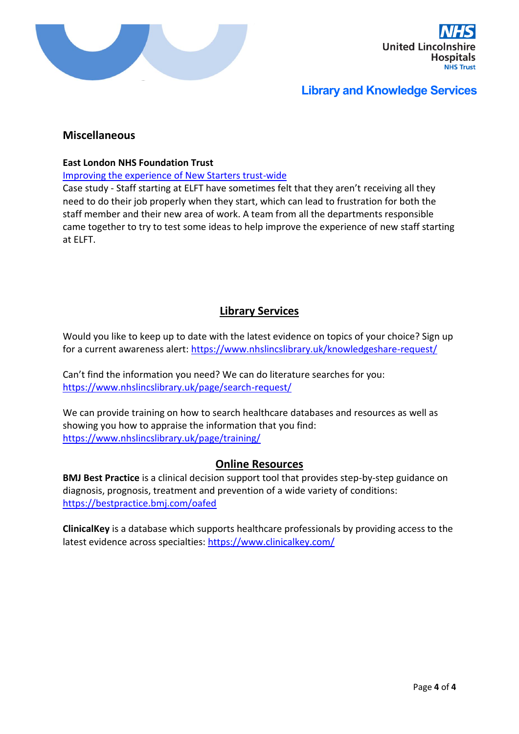## Miscellaneous

**East London NHS Foundation Trust**

[Improving the experience of New Starters trust-wide]

Case study - Staff starting at ELFT have sometimes felt that they aren't receiving all they need to do their job properly when they start, which can lead to frustration for both the staff member and their new area of work. A team from all the departments responsible came together to try to test some ideas to help improve the experience of new staff starting at ELFT.

## Library Services

Would you like to keep up to date with the latest evidence on topics of your choice? Sign up for a current awareness alert: https://www.nhslincslibrary.uk/knowledgeshare-request/

Can't find the information you need? We can do literature searches for you: https://www.nhslincslibrary.uk/page/search-request/

We can provide training on how to search healthcare databases and resources as well as showing you how to appraise the information that you find: https://www.nhslincslibrary.uk/page/training/

## Online Resources

**BMJ Best Practice** is a clinical decision support tool that provides step-by-step guidance on diagnosis, prognosis, treatment and prevention of a wide variety of conditions: https://bestpractice.bmj.com/oafed

**ClinicalKey** is a database which supports healthcare professionals by providing access to the latest evidence across specialties: https://www.clinicalkey.com/